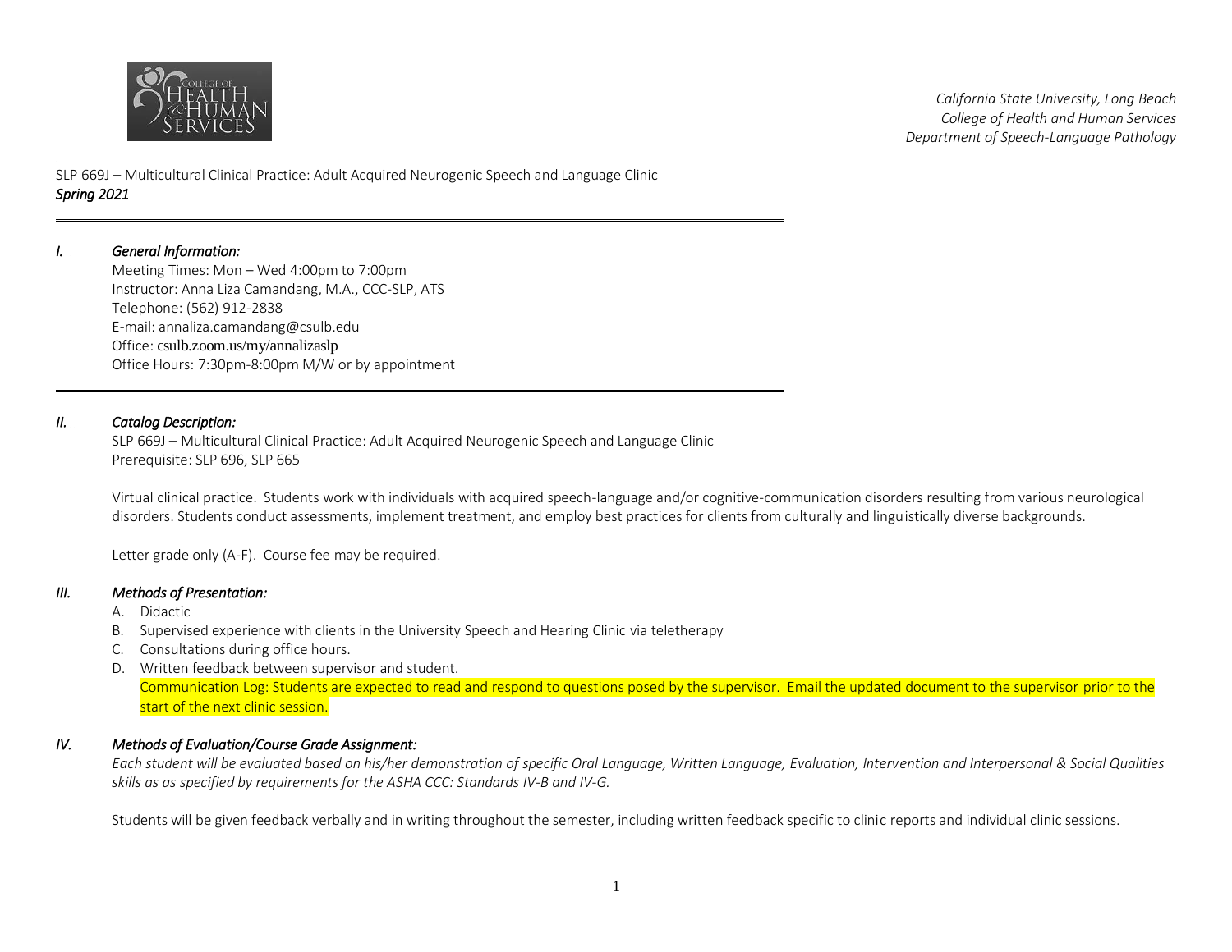California State University, Long Beach
College of Health and Human Services
Department of Speech-Language Pathology

SLP 669J – Multicultural Clinical Practice: Adult Acquired Neurogenic Speech and Language Clinic
*Spring 2021*

---

## I. *General Information:*

Meeting Times: Mon – Wed 4:00pm to 7:00pm
Instructor: Anna Liza Camandang, M.A., CCC-SLP, ATS
Telephone: (562) 912-2838
E-mail: annaliza.camandang@csulb.edu
Office: csulb.zoom.us/my/annalizaslp
Office Hours: 7:30pm-8:00pm M/W or by appointment

---

## II. *Catalog Description:*

SLP 669J – Multicultural Clinical Practice: Adult Acquired Neurogenic Speech and Language Clinic
Prerequisite: SLP 696, SLP 665

Virtual clinical practice. Students work with individuals with acquired speech-language and/or cognitive-communication disorders resulting from various neurological disorders. Students conduct assessments, implement treatment, and employ best practices for clients from culturally and linguistically diverse backgrounds.

Letter grade only (A-F). Course fee may be required.

## III. *Methods of Presentation:*

A. Didactic
B. Supervised experience with clients in the University Speech and Hearing Clinic via teletherapy
C. Consultations during office hours.
D. Written feedback between supervisor and student.
Communication Log: Students are expected to read and respond to questions posed by the supervisor. Email the updated document to the supervisor prior to the start of the next clinic session.

## IV. *Methods of Evaluation/Course Grade Assignment:*

*Each student will be evaluated based on his/her demonstration of specific Oral Language, Written Language, Evaluation, Intervention and Interpersonal & Social Qualities skills as as specified by requirements for the ASHA CCC: Standards IV-B and IV-G.*

Students will be given feedback verbally and in writing throughout the semester, including written feedback specific to clinic reports and individual clinic sessions.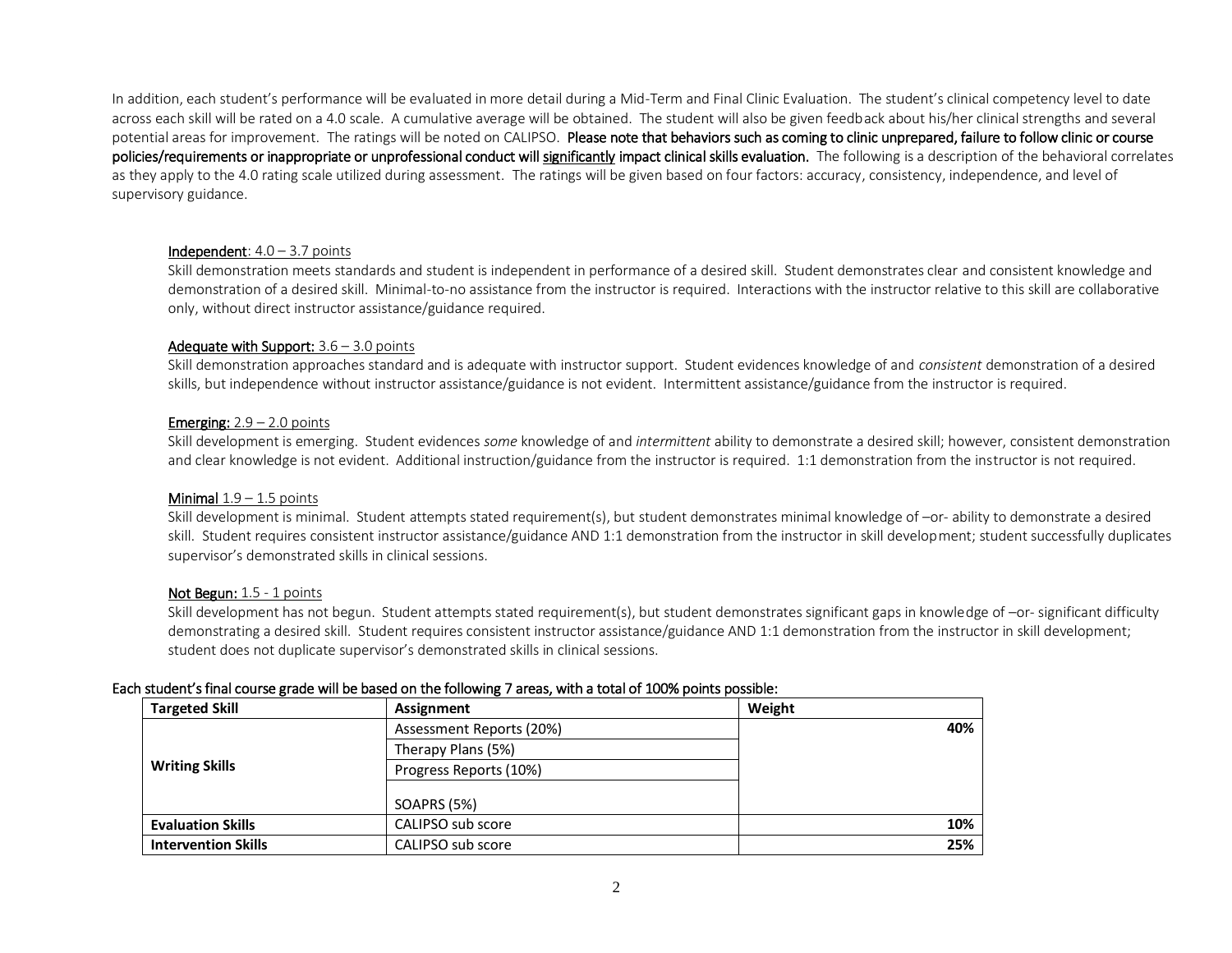In addition, each student's performance will be evaluated in more detail during a Mid-Term and Final Clinic Evaluation. The student's clinical competency level to date across each skill will be rated on a 4.0 scale. A cumulative average will be obtained. The student will also be given feedback about his/her clinical strengths and several potential areas for improvement. The ratings will be noted on CALIPSO. **Please note that behaviors such as coming to clinic unprepared, failure to follow clinic or course policies/requirements or inappropriate or unprofessional conduct will significantly impact clinical skills evaluation.** The following is a description of the behavioral correlates as they apply to the 4.0 rating scale utilized during assessment. The ratings will be given based on four factors: accuracy, consistency, independence, and level of supervisory guidance.

**Independent**: 4.0 – 3.7 points
Skill demonstration meets standards and student is independent in performance of a desired skill. Student demonstrates clear and consistent knowledge and demonstration of a desired skill. Minimal-to-no assistance from the instructor is required. Interactions with the instructor relative to this skill are collaborative only, without direct instructor assistance/guidance required.

**Adequate with Support:** 3.6 – 3.0 points
Skill demonstration approaches standard and is adequate with instructor support. Student evidences knowledge of and *consistent* demonstration of a desired skills, but independence without instructor assistance/guidance is not evident. Intermittent assistance/guidance from the instructor is required.

**Emerging:** 2.9 – 2.0 points
Skill development is emerging. Student evidences *some* knowledge of and *intermittent* ability to demonstrate a desired skill; however, consistent demonstration and clear knowledge is not evident. Additional instruction/guidance from the instructor is required. 1:1 demonstration from the instructor is not required.

**Minimal** 1.9 – 1.5 points
Skill development is minimal. Student attempts stated requirement(s), but student demonstrates minimal knowledge of –or- ability to demonstrate a desired skill. Student requires consistent instructor assistance/guidance AND 1:1 demonstration from the instructor in skill development; student successfully duplicates supervisor's demonstrated skills in clinical sessions.

**Not Begun:** 1.5 - 1 points
Skill development has not begun. Student attempts stated requirement(s), but student demonstrates significant gaps in knowledge of –or- significant difficulty demonstrating a desired skill. Student requires consistent instructor assistance/guidance AND 1:1 demonstration from the instructor in skill development; student does not duplicate supervisor's demonstrated skills in clinical sessions.

**Each student's final course grade will be based on the following 7 areas, with a total of 100% points possible:**

| Targeted Skill | Assignment | Weight |
|---|---|---|
| **Writing Skills** | Assessment Reports (20%) | **40%** |
| | Therapy Plans (5%) | |
| | Progress Reports (10%) | |
| | SOAPRS (5%) | |
| **Evaluation Skills** | CALIPSO sub score | **10%** |
| **Intervention Skills** | CALIPSO sub score | **25%** |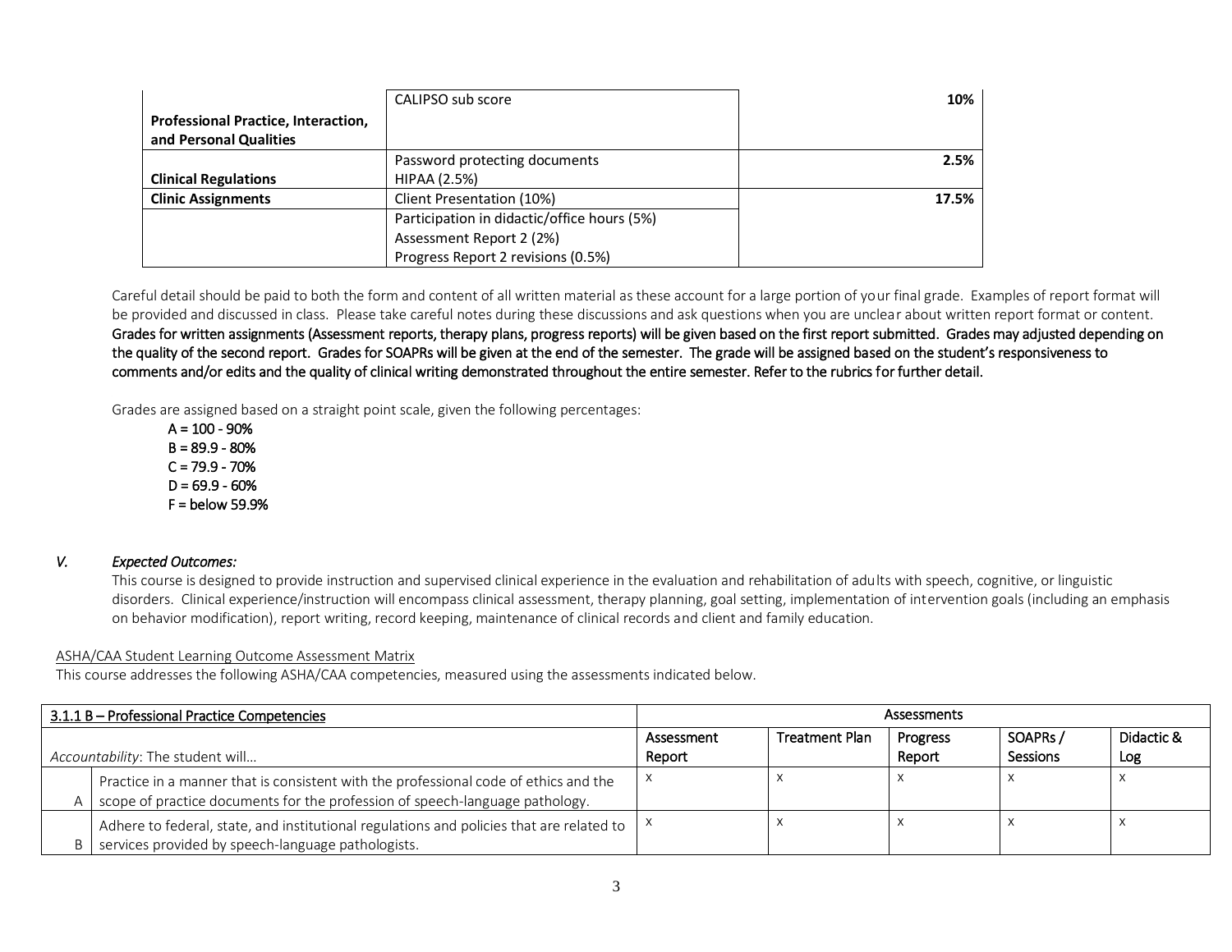| | | |
|---|---|---|
| **Professional Practice, Interaction, and Personal Qualities** | CALIPSO sub score | **10%** |
| **Clinical Regulations** | Password protecting documents<br>HIPAA (2.5%) | **2.5%** |
| **Clinic Assignments** | Client Presentation (10%) | **17.5%** |
| | Participation in didactic/office hours (5%)<br>Assessment Report 2 (2%)<br>Progress Report 2 revisions (0.5%) | |

Careful detail should be paid to both the form and content of all written material as these account for a large portion of your final grade. Examples of report format will be provided and discussed in class. Please take careful notes during these discussions and ask questions when you are unclear about written report format or content. **Grades for written assignments (Assessment reports, therapy plans, progress reports) will be given based on the first report submitted. Grades may adjusted depending on the quality of the second report. Grades for SOAPRs will be given at the end of the semester. The grade will be assigned based on the student's responsiveness to comments and/or edits and the quality of clinical writing demonstrated throughout the entire semester. Refer to the rubrics for further detail.**

Grades are assigned based on a straight point scale, given the following percentages:

A = 100 - 90%
B = 89.9 - 80%
C = 79.9 - 70%
D = 69.9 - 60%
F = below 59.9%

## V. *Expected Outcomes:*

This course is designed to provide instruction and supervised clinical experience in the evaluation and rehabilitation of adults with speech, cognitive, or linguistic disorders. Clinical experience/instruction will encompass clinical assessment, therapy planning, goal setting, implementation of intervention goals (including an emphasis on behavior modification), report writing, record keeping, maintenance of clinical records and client and family education.

ASHA/CAA Student Learning Outcome Assessment Matrix

This course addresses the following ASHA/CAA competencies, measured using the assessments indicated below.

| 3.1.1 B – Professional Practice Competencies | | Assessments | | | | |
|---|---|---|---|---|---|---|
| *Accountability*: The student will… | | Assessment Report | Treatment Plan | Progress Report | SOAPRs / Sessions | Didactic & Log |
| A | Practice in a manner that is consistent with the professional code of ethics and the scope of practice documents for the profession of speech-language pathology. | x | x | x | x | x |
| B | Adhere to federal, state, and institutional regulations and policies that are related to services provided by speech-language pathologists. | x | x | x | x | x |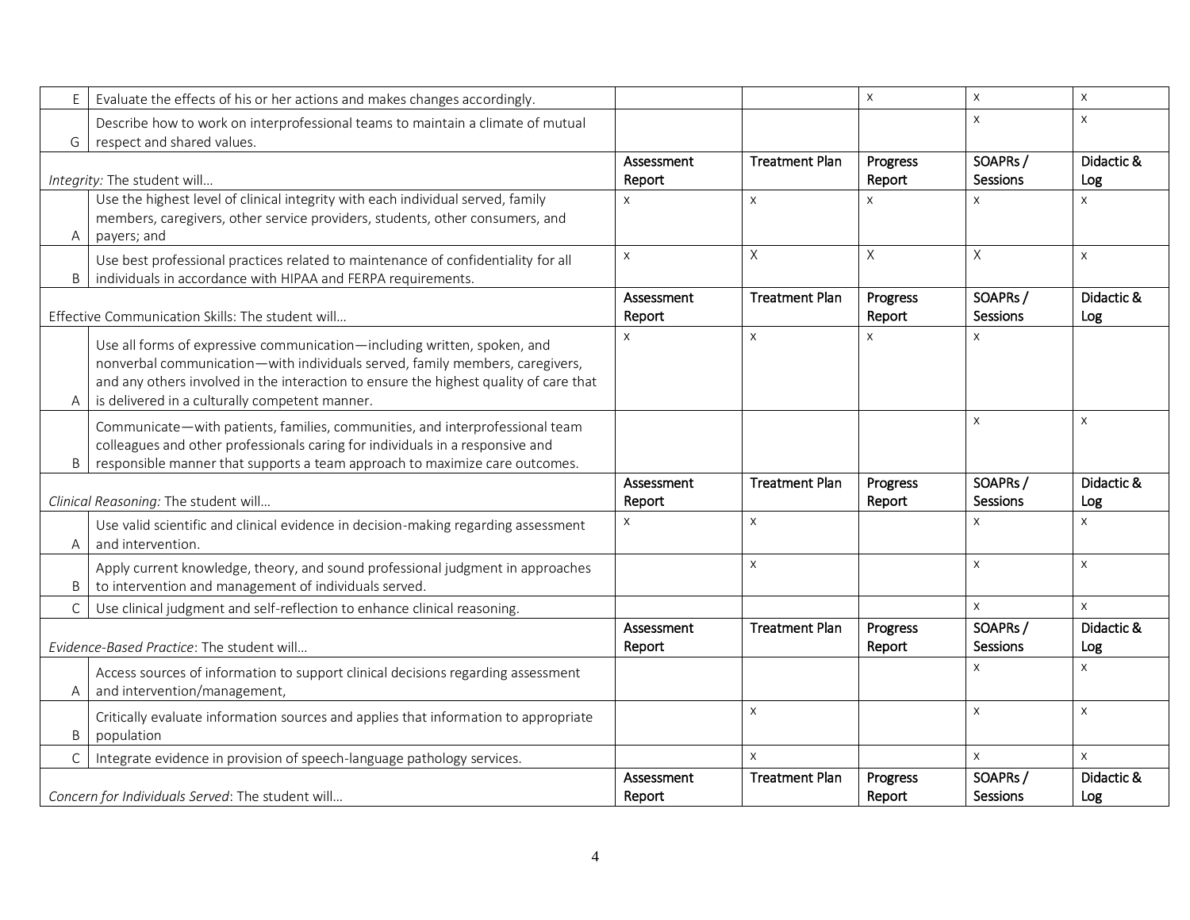| | | Assessment Report | Treatment Plan | Progress Report | SOAPRs / Sessions | Didactic & Log |
|---|---|---|---|---|---|---|
| E | Evaluate the effects of his or her actions and makes changes accordingly. | | | x | x | x |
| G | Describe how to work on interprofessional teams to maintain a climate of mutual respect and shared values. | | | | x | x |
| *Integrity:* The student will… | | Assessment Report | Treatment Plan | Progress Report | SOAPRs / Sessions | Didactic & Log |
| A | Use the highest level of clinical integrity with each individual served, family members, caregivers, other service providers, students, other consumers, and payers; and | x | x | x | x | x |
| B | Use best professional practices related to maintenance of confidentiality for all individuals in accordance with HIPAA and FERPA requirements. | x | X | X | X | x |
| Effective Communication Skills: The student will… | | Assessment Report | Treatment Plan | Progress Report | SOAPRs / Sessions | Didactic & Log |
| A | Use all forms of expressive communication—including written, spoken, and nonverbal communication—with individuals served, family members, caregivers, and any others involved in the interaction to ensure the highest quality of care that is delivered in a culturally competent manner. | x | x | x | x | |
| B | Communicate—with patients, families, communities, and interprofessional team colleagues and other professionals caring for individuals in a responsive and responsible manner that supports a team approach to maximize care outcomes. | | | | x | x |
| *Clinical Reasoning:* The student will… | | Assessment Report | Treatment Plan | Progress Report | SOAPRs / Sessions | Didactic & Log |
| A | Use valid scientific and clinical evidence in decision-making regarding assessment and intervention. | x | x | | x | x |
| B | Apply current knowledge, theory, and sound professional judgment in approaches to intervention and management of individuals served. | | x | | x | x |
| C | Use clinical judgment and self-reflection to enhance clinical reasoning. | | | | x | x |
| *Evidence-Based Practice*: The student will… | | Assessment Report | Treatment Plan | Progress Report | SOAPRs / Sessions | Didactic & Log |
| A | Access sources of information to support clinical decisions regarding assessment and intervention/management, | | | | x | x |
| B | Critically evaluate information sources and applies that information to appropriate population | | x | | x | x |
| C | Integrate evidence in provision of speech-language pathology services. | | x | | x | x |
| *Concern for Individuals Served*: The student will… | | Assessment Report | Treatment Plan | Progress Report | SOAPRs / Sessions | Didactic & Log |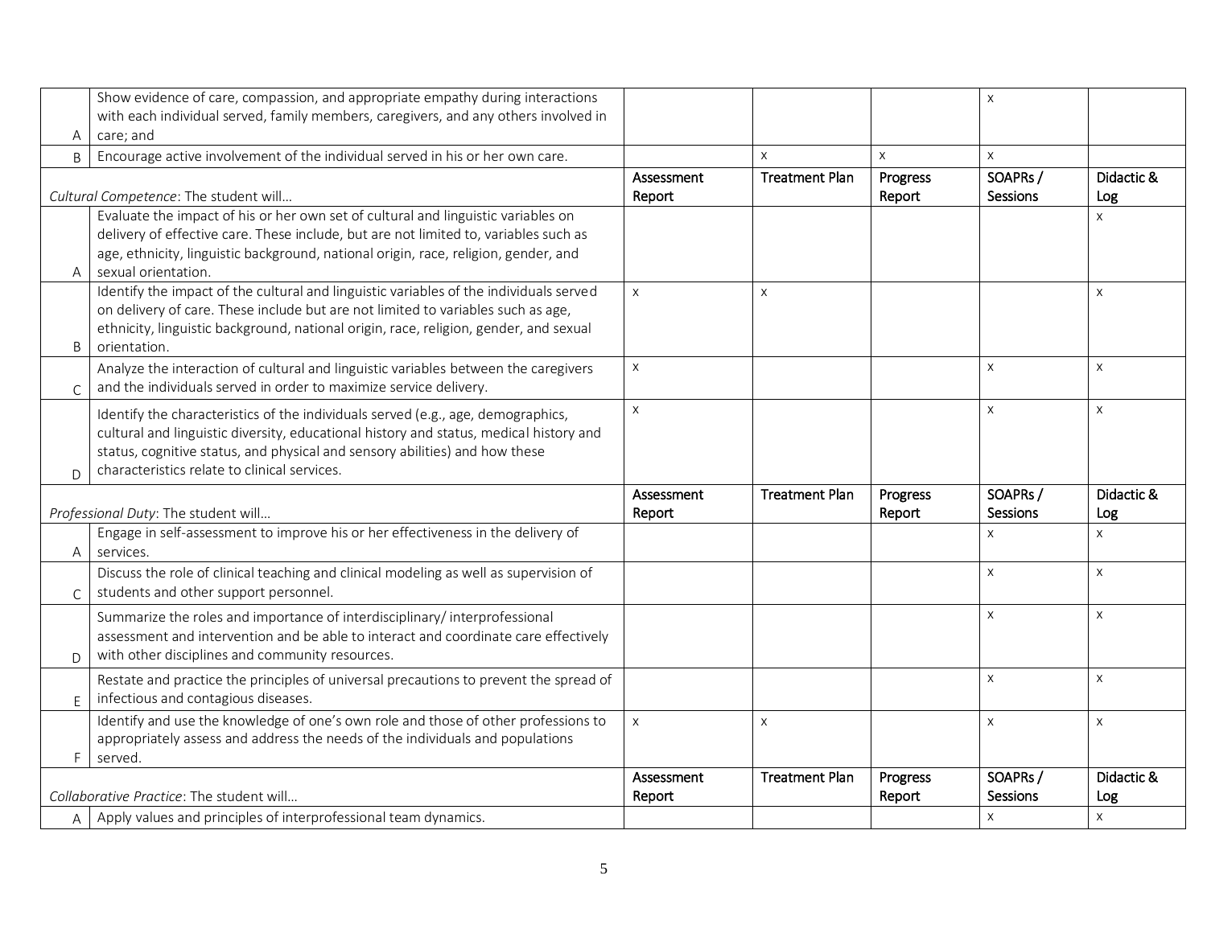| | | Assessment Report | Treatment Plan | Progress Report | SOAPRs / Sessions | Didactic & Log |
|---|---|---|---|---|---|---|
| A | Show evidence of care, compassion, and appropriate empathy during interactions with each individual served, family members, caregivers, and any others involved in care; and | | | | x | |
| B | Encourage active involvement of the individual served in his or her own care. | | x | x | x | |
| *Cultural Competence*: The student will… | | Assessment Report | Treatment Plan | Progress Report | SOAPRs / Sessions | Didactic & Log |
| A | Evaluate the impact of his or her own set of cultural and linguistic variables on delivery of effective care. These include, but are not limited to, variables such as age, ethnicity, linguistic background, national origin, race, religion, gender, and sexual orientation. | | | | | x |
| B | Identify the impact of the cultural and linguistic variables of the individuals served on delivery of care. These include but are not limited to variables such as age, ethnicity, linguistic background, national origin, race, religion, gender, and sexual orientation. | x | x | | | x |
| C | Analyze the interaction of cultural and linguistic variables between the caregivers and the individuals served in order to maximize service delivery. | x | | | x | x |
| D | Identify the characteristics of the individuals served (e.g., age, demographics, cultural and linguistic diversity, educational history and status, medical history and status, cognitive status, and physical and sensory abilities) and how these characteristics relate to clinical services. | x | | | x | x |
| *Professional Duty*: The student will… | | Assessment Report | Treatment Plan | Progress Report | SOAPRs / Sessions | Didactic & Log |
| A | Engage in self-assessment to improve his or her effectiveness in the delivery of services. | | | | x | x |
| C | Discuss the role of clinical teaching and clinical modeling as well as supervision of students and other support personnel. | | | | x | x |
| D | Summarize the roles and importance of interdisciplinary/ interprofessional assessment and intervention and be able to interact and coordinate care effectively with other disciplines and community resources. | | | | x | x |
| E | Restate and practice the principles of universal precautions to prevent the spread of infectious and contagious diseases. | | | | x | x |
| F | Identify and use the knowledge of one's own role and those of other professions to appropriately assess and address the needs of the individuals and populations served. | x | x | | x | x |
| *Collaborative Practice*: The student will… | | Assessment Report | Treatment Plan | Progress Report | SOAPRs / Sessions | Didactic & Log |
| A | Apply values and principles of interprofessional team dynamics. | | | | x | x |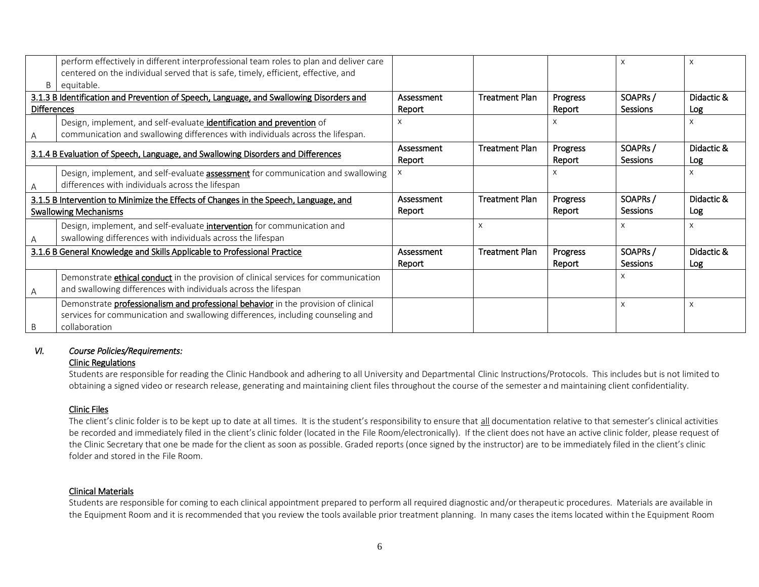| | | Assessment Report | Treatment Plan | Progress Report | SOAPRs / Sessions | Didactic & Log |
|---|---|---|---|---|---|---|
| B | perform effectively in different interprofessional team roles to plan and deliver care centered on the individual served that is safe, timely, efficient, effective, and equitable. | | | | x | x |
| **3.1.3 B Identification and Prevention of Speech, Language, and Swallowing Disorders and Differences** | | Assessment Report | Treatment Plan | Progress Report | SOAPRs / Sessions | Didactic & Log |
| A | Design, implement, and self-evaluate **identification and prevention** of communication and swallowing differences with individuals across the lifespan. | x | | x | | x |
| **3.1.4 B Evaluation of Speech, Language, and Swallowing Disorders and Differences** | | Assessment Report | Treatment Plan | Progress Report | SOAPRs / Sessions | Didactic & Log |
| A | Design, implement, and self-evaluate **assessment** for communication and swallowing differences with individuals across the lifespan | x | | x | | x |
| **3.1.5 B Intervention to Minimize the Effects of Changes in the Speech, Language, and Swallowing Mechanisms** | | Assessment Report | Treatment Plan | Progress Report | SOAPRs / Sessions | Didactic & Log |
| A | Design, implement, and self-evaluate **intervention** for communication and swallowing differences with individuals across the lifespan | | x | | x | x |
| **3.1.6 B General Knowledge and Skills Applicable to Professional Practice** | | Assessment Report | Treatment Plan | Progress Report | SOAPRs / Sessions | Didactic & Log |
| A | Demonstrate **ethical conduct** in the provision of clinical services for communication and swallowing differences with individuals across the lifespan | | | | x | |
| B | Demonstrate **professionalism and professional behavior** in the provision of clinical services for communication and swallowing differences, including counseling and collaboration | | | | x | x |

## VI. *Course Policies/Requirements:*

### Clinic Regulations

Students are responsible for reading the Clinic Handbook and adhering to all University and Departmental Clinic Instructions/Protocols. This includes but is not limited to obtaining a signed video or research release, generating and maintaining client files throughout the course of the semester and maintaining client confidentiality.

### Clinic Files

The client's clinic folder is to be kept up to date at all times. It is the student's responsibility to ensure that all documentation relative to that semester's clinical activities be recorded and immediately filed in the client's clinic folder (located in the File Room/electronically). If the client does not have an active clinic folder, please request of the Clinic Secretary that one be made for the client as soon as possible. Graded reports (once signed by the instructor) are to be immediately filed in the client's clinic folder and stored in the File Room.

### Clinical Materials

Students are responsible for coming to each clinical appointment prepared to perform all required diagnostic and/or therapeutic procedures. Materials are available in the Equipment Room and it is recommended that you review the tools available prior treatment planning. In many cases the items located within the Equipment Room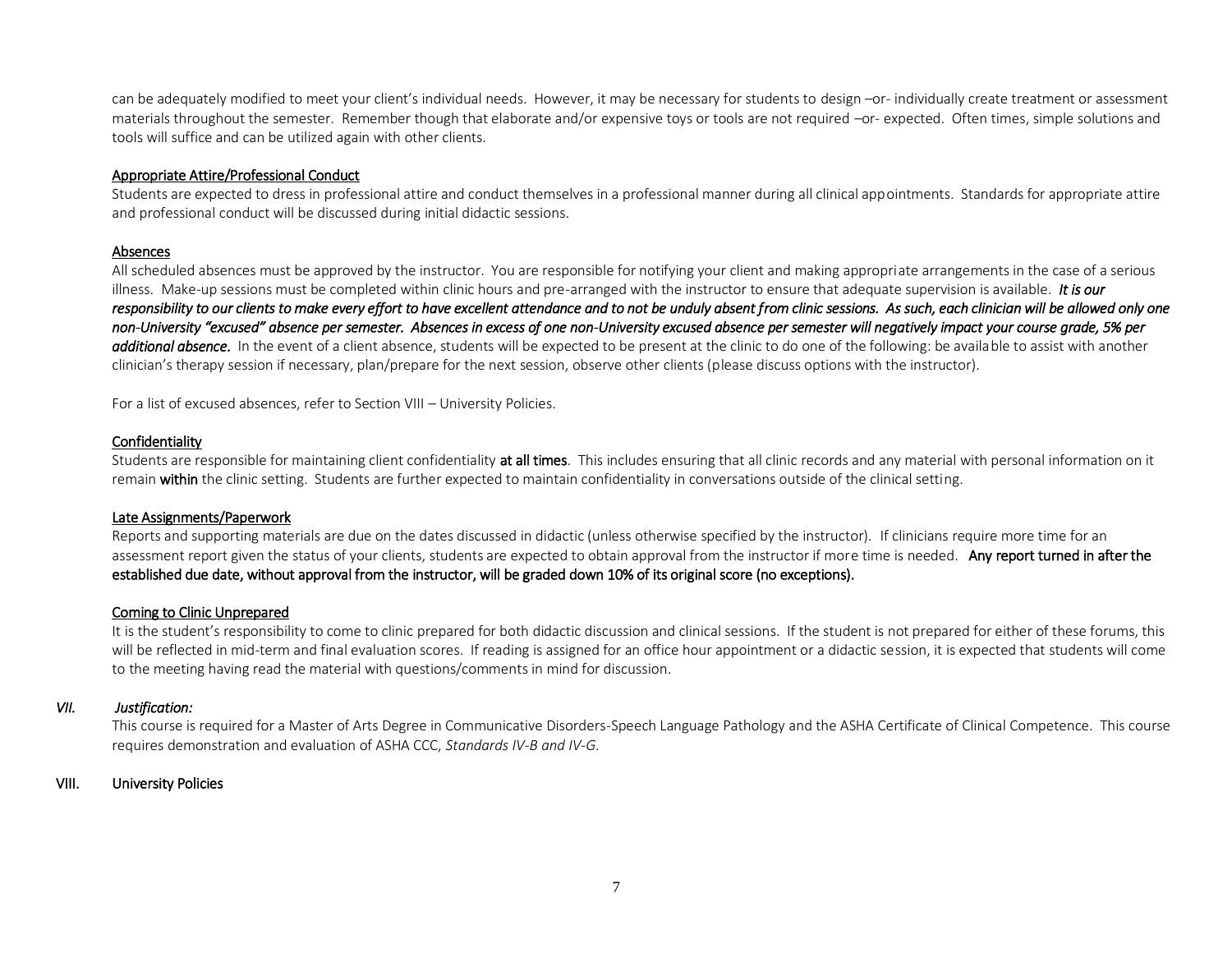can be adequately modified to meet your client's individual needs. However, it may be necessary for students to design –or- individually create treatment or assessment materials throughout the semester. Remember though that elaborate and/or expensive toys or tools are not required –or- expected. Often times, simple solutions and tools will suffice and can be utilized again with other clients.

<u>Appropriate Attire/Professional Conduct</u>
Students are expected to dress in professional attire and conduct themselves in a professional manner during all clinical appointments. Standards for appropriate attire and professional conduct will be discussed during initial didactic sessions.

<u>Absences</u>
All scheduled absences must be approved by the instructor. You are responsible for notifying your client and making appropriate arrangements in the case of a serious illness. Make-up sessions must be completed within clinic hours and pre-arranged with the instructor to ensure that adequate supervision is available. ***It is our responsibility to our clients to make every effort to have excellent attendance and to not be unduly absent from clinic sessions. As such, each clinician will be allowed only one non-University "excused" absence per semester. Absences in excess of one non-University excused absence per semester will negatively impact your course grade, 5% per additional absence.*** In the event of a client absence, students will be expected to be present at the clinic to do one of the following: be available to assist with another clinician's therapy session if necessary, plan/prepare for the next session, observe other clients (please discuss options with the instructor).

For a list of excused absences, refer to Section VIII – University Policies.

<u>Confidentiality</u>
Students are responsible for maintaining client confidentiality **at all times**. This includes ensuring that all clinic records and any material with personal information on it remain **within** the clinic setting. Students are further expected to maintain confidentiality in conversations outside of the clinical setting.

<u>Late Assignments/Paperwork</u>
Reports and supporting materials are due on the dates discussed in didactic (unless otherwise specified by the instructor). If clinicians require more time for an assessment report given the status of your clients, students are expected to obtain approval from the instructor if more time is needed. **Any report turned in after the established due date, without approval from the instructor, will be graded down 10% of its original score (no exceptions).**

<u>Coming to Clinic Unprepared</u>
It is the student's responsibility to come to clinic prepared for both didactic discussion and clinical sessions. If the student is not prepared for either of these forums, this will be reflected in mid-term and final evaluation scores. If reading is assigned for an office hour appointment or a didactic session, it is expected that students will come to the meeting having read the material with questions/comments in mind for discussion.

## *VII. Justification:*

This course is required for a Master of Arts Degree in Communicative Disorders-Speech Language Pathology and the ASHA Certificate of Clinical Competence. This course requires demonstration and evaluation of ASHA CCC, *Standards IV-B and IV-G*.

## VIII. University Policies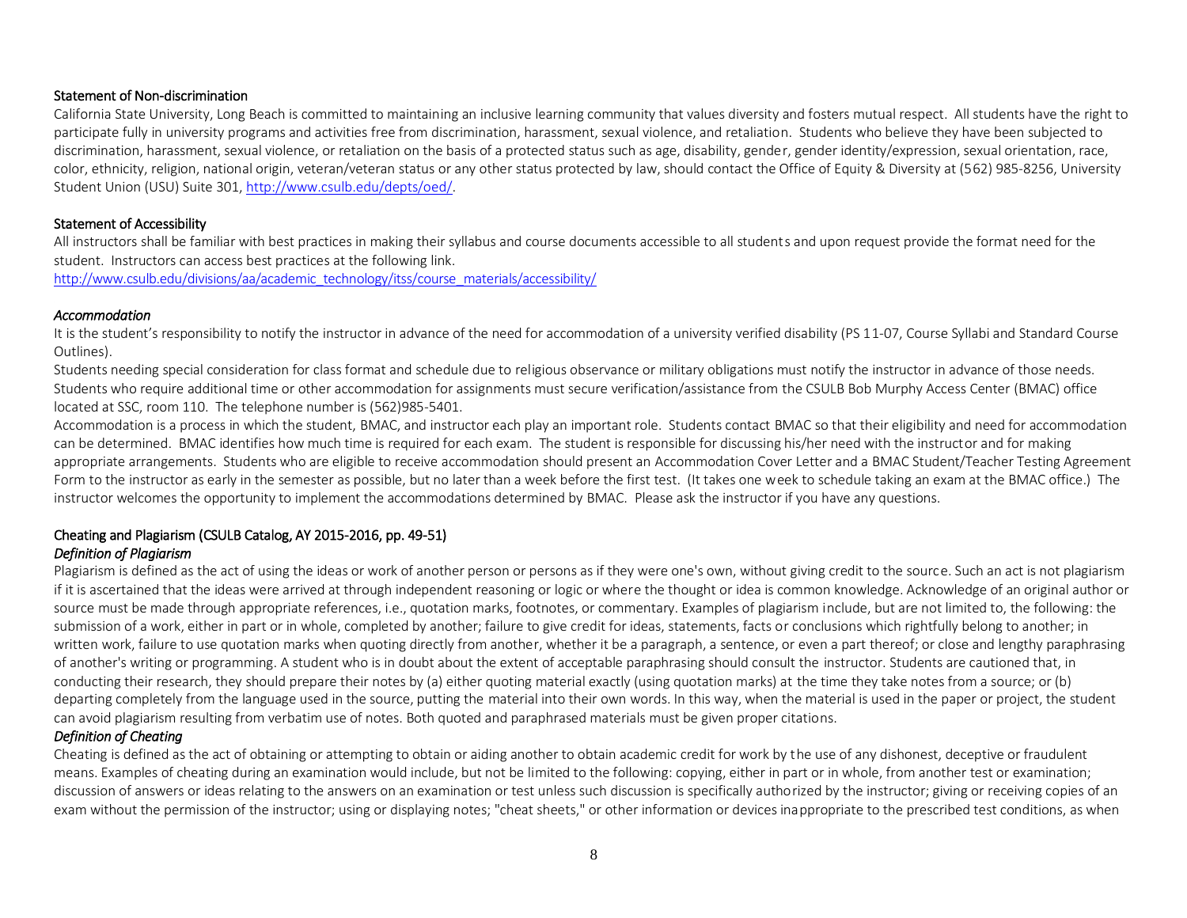#### Statement of Non-discrimination

California State University, Long Beach is committed to maintaining an inclusive learning community that values diversity and fosters mutual respect. All students have the right to participate fully in university programs and activities free from discrimination, harassment, sexual violence, and retaliation. Students who believe they have been subjected to discrimination, harassment, sexual violence, or retaliation on the basis of a protected status such as age, disability, gender, gender identity/expression, sexual orientation, race, color, ethnicity, religion, national origin, veteran/veteran status or any other status protected by law, should contact the Office of Equity & Diversity at (562) 985-8256, University Student Union (USU) Suite 301, http://www.csulb.edu/depts/oed/.

#### Statement of Accessibility

All instructors shall be familiar with best practices in making their syllabus and course documents accessible to all students and upon request provide the format need for the student. Instructors can access best practices at the following link.
http://www.csulb.edu/divisions/aa/academic_technology/itss/course_materials/accessibility/

*Accommodation*

It is the student's responsibility to notify the instructor in advance of the need for accommodation of a university verified disability (PS 11-07, Course Syllabi and Standard Course Outlines).

Students needing special consideration for class format and schedule due to religious observance or military obligations must notify the instructor in advance of those needs. Students who require additional time or other accommodation for assignments must secure verification/assistance from the CSULB Bob Murphy Access Center (BMAC) office located at SSC, room 110. The telephone number is (562)985-5401.

Accommodation is a process in which the student, BMAC, and instructor each play an important role. Students contact BMAC so that their eligibility and need for accommodation can be determined. BMAC identifies how much time is required for each exam. The student is responsible for discussing his/her need with the instructor and for making appropriate arrangements. Students who are eligible to receive accommodation should present an Accommodation Cover Letter and a BMAC Student/Teacher Testing Agreement Form to the instructor as early in the semester as possible, but no later than a week before the first test. (It takes one week to schedule taking an exam at the BMAC office.) The instructor welcomes the opportunity to implement the accommodations determined by BMAC. Please ask the instructor if you have any questions.

#### Cheating and Plagiarism (CSULB Catalog, AY 2015-2016, pp. 49-51)

*Definition of Plagiarism*

Plagiarism is defined as the act of using the ideas or work of another person or persons as if they were one's own, without giving credit to the source. Such an act is not plagiarism if it is ascertained that the ideas were arrived at through independent reasoning or logic or where the thought or idea is common knowledge. Acknowledge of an original author or source must be made through appropriate references, i.e., quotation marks, footnotes, or commentary. Examples of plagiarism include, but are not limited to, the following: the submission of a work, either in part or in whole, completed by another; failure to give credit for ideas, statements, facts or conclusions which rightfully belong to another; in written work, failure to use quotation marks when quoting directly from another, whether it be a paragraph, a sentence, or even a part thereof; or close and lengthy paraphrasing of another's writing or programming. A student who is in doubt about the extent of acceptable paraphrasing should consult the instructor. Students are cautioned that, in conducting their research, they should prepare their notes by (a) either quoting material exactly (using quotation marks) at the time they take notes from a source; or (b) departing completely from the language used in the source, putting the material into their own words. In this way, when the material is used in the paper or project, the student can avoid plagiarism resulting from verbatim use of notes. Both quoted and paraphrased materials must be given proper citations.

*Definition of Cheating*

Cheating is defined as the act of obtaining or attempting to obtain or aiding another to obtain academic credit for work by the use of any dishonest, deceptive or fraudulent means. Examples of cheating during an examination would include, but not be limited to the following: copying, either in part or in whole, from another test or examination; discussion of answers or ideas relating to the answers on an examination or test unless such discussion is specifically authorized by the instructor; giving or receiving copies of an exam without the permission of the instructor; using or displaying notes; "cheat sheets," or other information or devices inappropriate to the prescribed test conditions, as when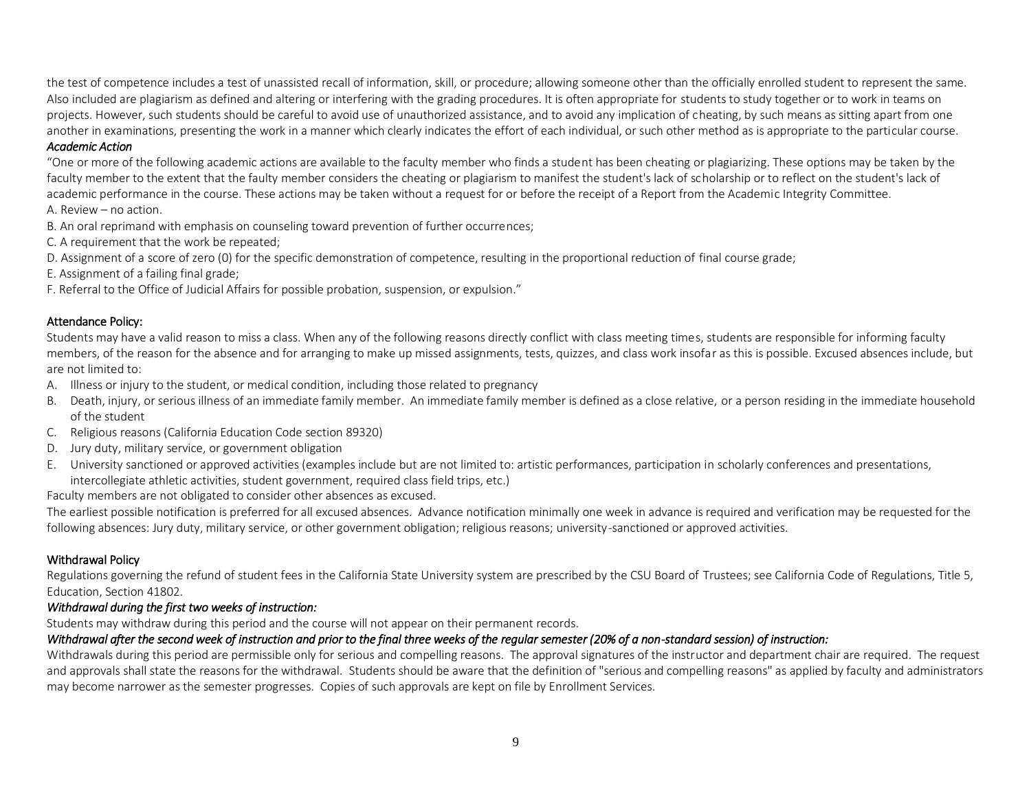the test of competence includes a test of unassisted recall of information, skill, or procedure; allowing someone other than the officially enrolled student to represent the same. Also included are plagiarism as defined and altering or interfering with the grading procedures. It is often appropriate for students to study together or to work in teams on projects. However, such students should be careful to avoid use of unauthorized assistance, and to avoid any implication of cheating, by such means as sitting apart from one another in examinations, presenting the work in a manner which clearly indicates the effort of each individual, or such other method as is appropriate to the particular course.

*Academic Action*

"One or more of the following academic actions are available to the faculty member who finds a student has been cheating or plagiarizing. These options may be taken by the faculty member to the extent that the faulty member considers the cheating or plagiarism to manifest the student's lack of scholarship or to reflect on the student's lack of academic performance in the course. These actions may be taken without a request for or before the receipt of a Report from the Academic Integrity Committee.

A. Review – no action.

B. An oral reprimand with emphasis on counseling toward prevention of further occurrences;

C. A requirement that the work be repeated;

D. Assignment of a score of zero (0) for the specific demonstration of competence, resulting in the proportional reduction of final course grade;

E. Assignment of a failing final grade;

F. Referral to the Office of Judicial Affairs for possible probation, suspension, or expulsion."

### Attendance Policy:

Students may have a valid reason to miss a class. When any of the following reasons directly conflict with class meeting times, students are responsible for informing faculty members, of the reason for the absence and for arranging to make up missed assignments, tests, quizzes, and class work insofar as this is possible. Excused absences include, but are not limited to:

A. Illness or injury to the student, or medical condition, including those related to pregnancy
B. Death, injury, or serious illness of an immediate family member. An immediate family member is defined as a close relative, or a person residing in the immediate household of the student
C. Religious reasons (California Education Code section 89320)
D. Jury duty, military service, or government obligation
E. University sanctioned or approved activities (examples include but are not limited to: artistic performances, participation in scholarly conferences and presentations, intercollegiate athletic activities, student government, required class field trips, etc.)

Faculty members are not obligated to consider other absences as excused.

The earliest possible notification is preferred for all excused absences. Advance notification minimally one week in advance is required and verification may be requested for the following absences: Jury duty, military service, or other government obligation; religious reasons; university-sanctioned or approved activities.

### Withdrawal Policy

Regulations governing the refund of student fees in the California State University system are prescribed by the CSU Board of Trustees; see California Code of Regulations, Title 5, Education, Section 41802.

*Withdrawal during the first two weeks of instruction:*

Students may withdraw during this period and the course will not appear on their permanent records.

*Withdrawal after the second week of instruction and prior to the final three weeks of the regular semester (20% of a non-standard session) of instruction:*

Withdrawals during this period are permissible only for serious and compelling reasons. The approval signatures of the instructor and department chair are required. The request and approvals shall state the reasons for the withdrawal. Students should be aware that the definition of "serious and compelling reasons" as applied by faculty and administrators may become narrower as the semester progresses. Copies of such approvals are kept on file by Enrollment Services.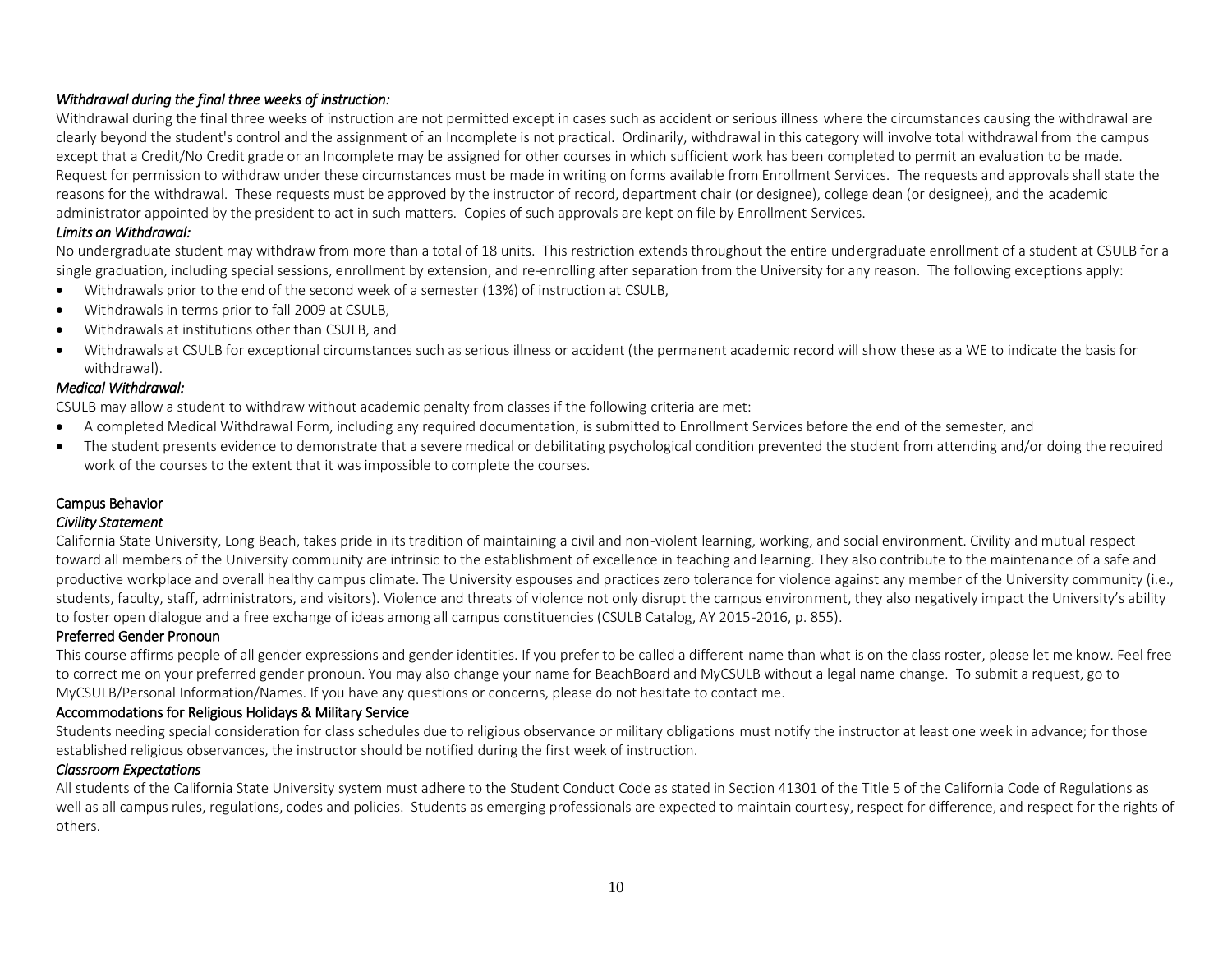*Withdrawal during the final three weeks of instruction:*

Withdrawal during the final three weeks of instruction are not permitted except in cases such as accident or serious illness where the circumstances causing the withdrawal are clearly beyond the student's control and the assignment of an Incomplete is not practical. Ordinarily, withdrawal in this category will involve total withdrawal from the campus except that a Credit/No Credit grade or an Incomplete may be assigned for other courses in which sufficient work has been completed to permit an evaluation to be made. Request for permission to withdraw under these circumstances must be made in writing on forms available from Enrollment Services. The requests and approvals shall state the reasons for the withdrawal. These requests must be approved by the instructor of record, department chair (or designee), college dean (or designee), and the academic administrator appointed by the president to act in such matters. Copies of such approvals are kept on file by Enrollment Services.

*Limits on Withdrawal:*

No undergraduate student may withdraw from more than a total of 18 units. This restriction extends throughout the entire undergraduate enrollment of a student at CSULB for a single graduation, including special sessions, enrollment by extension, and re-enrolling after separation from the University for any reason. The following exceptions apply:

- Withdrawals prior to the end of the second week of a semester (13%) of instruction at CSULB,
- Withdrawals in terms prior to fall 2009 at CSULB,
- Withdrawals at institutions other than CSULB, and
- Withdrawals at CSULB for exceptional circumstances such as serious illness or accident (the permanent academic record will show these as a WE to indicate the basis for withdrawal).

*Medical Withdrawal:*

CSULB may allow a student to withdraw without academic penalty from classes if the following criteria are met:

- A completed Medical Withdrawal Form, including any required documentation, is submitted to Enrollment Services before the end of the semester, and
- The student presents evidence to demonstrate that a severe medical or debilitating psychological condition prevented the student from attending and/or doing the required work of the courses to the extent that it was impossible to complete the courses.

## Campus Behavior

*Civility Statement*

California State University, Long Beach, takes pride in its tradition of maintaining a civil and non-violent learning, working, and social environment. Civility and mutual respect toward all members of the University community are intrinsic to the establishment of excellence in teaching and learning. They also contribute to the maintenance of a safe and productive workplace and overall healthy campus climate. The University espouses and practices zero tolerance for violence against any member of the University community (i.e., students, faculty, staff, administrators, and visitors). Violence and threats of violence not only disrupt the campus environment, they also negatively impact the University's ability to foster open dialogue and a free exchange of ideas among all campus constituencies (CSULB Catalog, AY 2015-2016, p. 855).

### Preferred Gender Pronoun

This course affirms people of all gender expressions and gender identities. If you prefer to be called a different name than what is on the class roster, please let me know. Feel free to correct me on your preferred gender pronoun. You may also change your name for BeachBoard and MyCSULB without a legal name change. To submit a request, go to MyCSULB/Personal Information/Names. If you have any questions or concerns, please do not hesitate to contact me.

### Accommodations for Religious Holidays & Military Service

Students needing special consideration for class schedules due to religious observance or military obligations must notify the instructor at least one week in advance; for those established religious observances, the instructor should be notified during the first week of instruction.

*Classroom Expectations*

All students of the California State University system must adhere to the Student Conduct Code as stated in Section 41301 of the Title 5 of the California Code of Regulations as well as all campus rules, regulations, codes and policies. Students as emerging professionals are expected to maintain courtesy, respect for difference, and respect for the rights of others.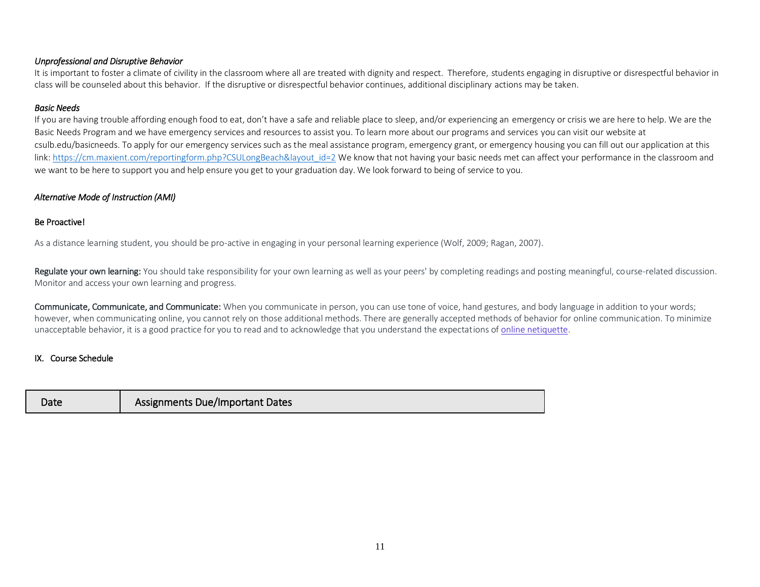*Unprofessional and Disruptive Behavior*

It is important to foster a climate of civility in the classroom where all are treated with dignity and respect. Therefore, students engaging in disruptive or disrespectful behavior in class will be counseled about this behavior. If the disruptive or disrespectful behavior continues, additional disciplinary actions may be taken.

*Basic Needs*

If you are having trouble affording enough food to eat, don't have a safe and reliable place to sleep, and/or experiencing an emergency or crisis we are here to help. We are the Basic Needs Program and we have emergency services and resources to assist you. To learn more about our programs and services you can visit our website at csulb.edu/basicneeds. To apply for our emergency services such as the meal assistance program, emergency grant, or emergency housing you can fill out our application at this link: [https://cm.maxient.com/reportingform.php?CSULongBeach&layout_id=2](https://cm.maxient.com/reportingform.php?CSULongBeach&layout_id=2) We know that not having your basic needs met can affect your performance in the classroom and we want to be here to support you and help ensure you get to your graduation day. We look forward to being of service to you.

*Alternative Mode of Instruction (AMI)*

Be Proactive!

As a distance learning student, you should be pro-active in engaging in your personal learning experience (Wolf, 2009; Ragan, 2007).

**Regulate your own learning:** You should take responsibility for your own learning as well as your peers' by completing readings and posting meaningful, course-related discussion. Monitor and access your own learning and progress.

**Communicate, Communicate, and Communicate:** When you communicate in person, you can use tone of voice, hand gestures, and body language in addition to your words; however, when communicating online, you cannot rely on those additional methods. There are generally accepted methods of behavior for online communication. To minimize unacceptable behavior, it is a good practice for you to read and to acknowledge that you understand the expectations of online netiquette.

## IX. Course Schedule

| Date | Assignments Due/Important Dates |
| --- | --- |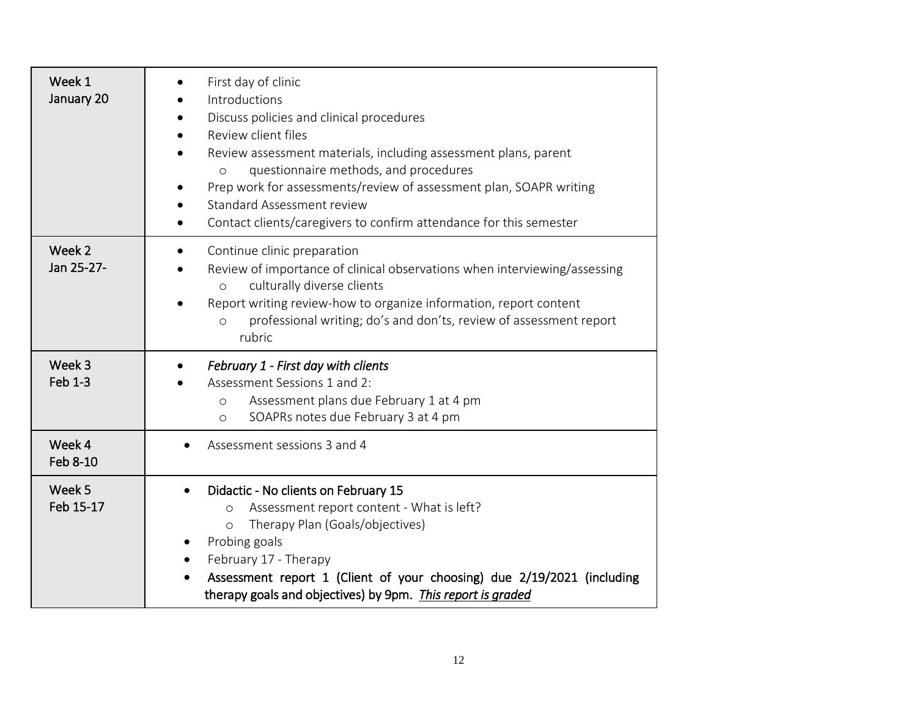| Week | Activities |
| --- | --- |
| Week 1<br>January 20 | • First day of clinic<br>• Introductions<br>• Discuss policies and clinical procedures<br>• Review client files<br>• Review assessment materials, including assessment plans, parent<br>&nbsp;&nbsp;&nbsp;&nbsp;o questionnaire methods, and procedures<br>• Prep work for assessments/review of assessment plan, SOAPR writing<br>• Standard Assessment review<br>• Contact clients/caregivers to confirm attendance for this semester |
| Week 2<br>Jan 25-27- | • Continue clinic preparation<br>• Review of importance of clinical observations when interviewing/assessing<br>&nbsp;&nbsp;&nbsp;&nbsp;o culturally diverse clients<br>• Report writing review-how to organize information, report content<br>&nbsp;&nbsp;&nbsp;&nbsp;o professional writing; do's and don'ts, review of assessment report rubric |
| Week 3<br>Feb 1-3 | • *February 1 - First day with clients*<br>• Assessment Sessions 1 and 2:<br>&nbsp;&nbsp;&nbsp;&nbsp;o Assessment plans due February 1 at 4 pm<br>&nbsp;&nbsp;&nbsp;&nbsp;o SOAPRs notes due February 3 at 4 pm |
| Week 4<br>Feb 8-10 | • Assessment sessions 3 and 4 |
| Week 5<br>Feb 15-17 | • Didactic - No clients on February 15<br>&nbsp;&nbsp;&nbsp;&nbsp;o Assessment report content - What is left?<br>&nbsp;&nbsp;&nbsp;&nbsp;o Therapy Plan (Goals/objectives)<br>• Probing goals<br>• February 17 - Therapy<br>• Assessment report 1 (Client of your choosing) due 2/19/2021 (including therapy goals and objectives) by 9pm. ***This report is graded*** |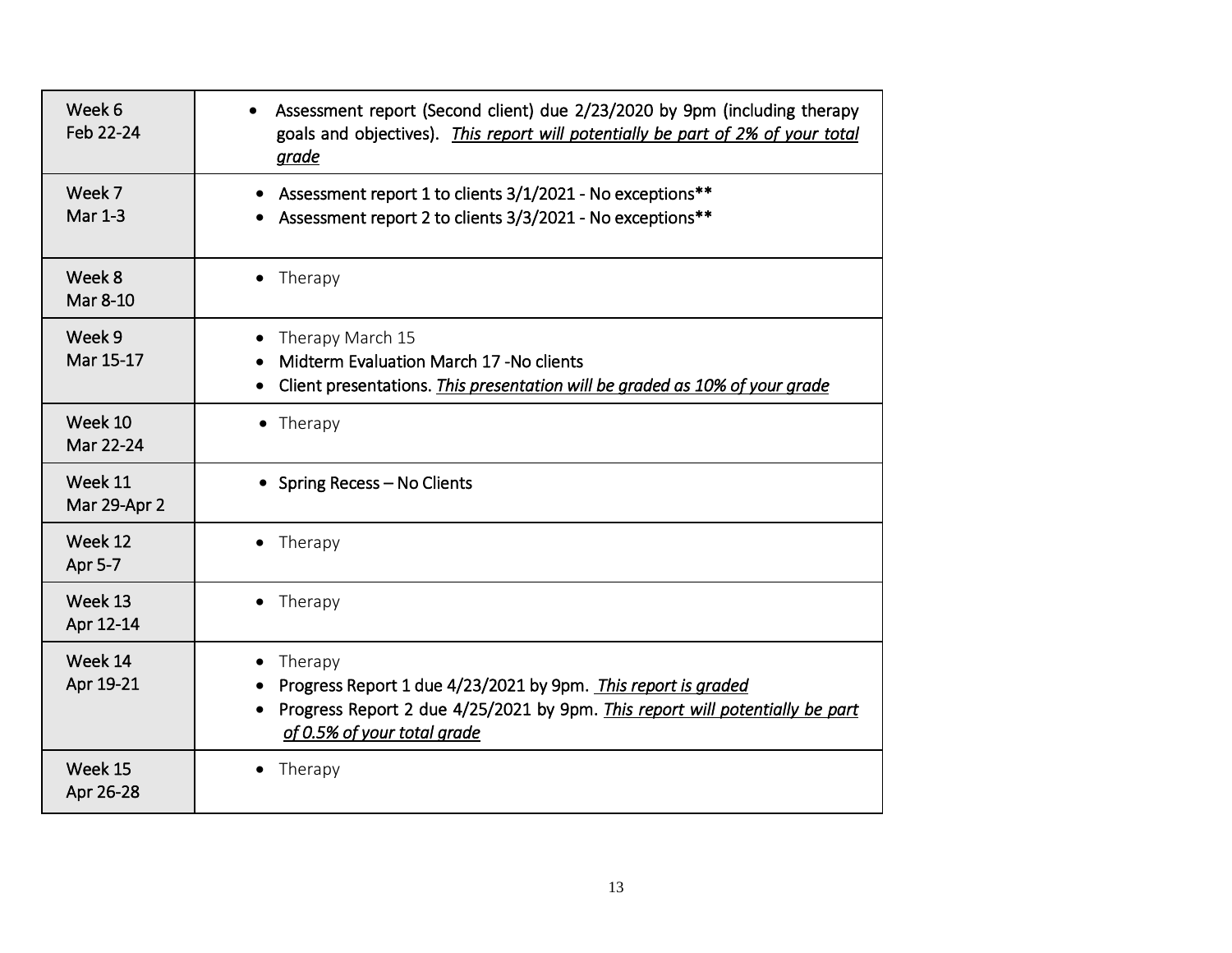| Week 6<br>Feb 22-24 | • Assessment report (Second client) due 2/23/2020 by 9pm (including therapy goals and objectives). ***This report will potentially be part of 2% of your total grade*** |
|---|---|
| Week 7<br>Mar 1-3 | • Assessment report 1 to clients 3/1/2021 - No exceptions**<br>• Assessment report 2 to clients 3/3/2021 - No exceptions** |
| Week 8<br>Mar 8-10 | • Therapy |
| Week 9<br>Mar 15-17 | • Therapy March 15<br>• Midterm Evaluation March 17 -No clients<br>• Client presentations. ***This presentation will be graded as 10% of your grade*** |
| Week 10<br>Mar 22-24 | • Therapy |
| Week 11<br>Mar 29-Apr 2 | • Spring Recess – No Clients |
| Week 12<br>Apr 5-7 | • Therapy |
| Week 13<br>Apr 12-14 | • Therapy |
| Week 14<br>Apr 19-21 | • Therapy<br>• Progress Report 1 due 4/23/2021 by 9pm. ***This report is graded***<br>• Progress Report 2 due 4/25/2021 by 9pm. ***This report will potentially be part of 0.5% of your total grade*** |
| Week 15<br>Apr 26-28 | • Therapy |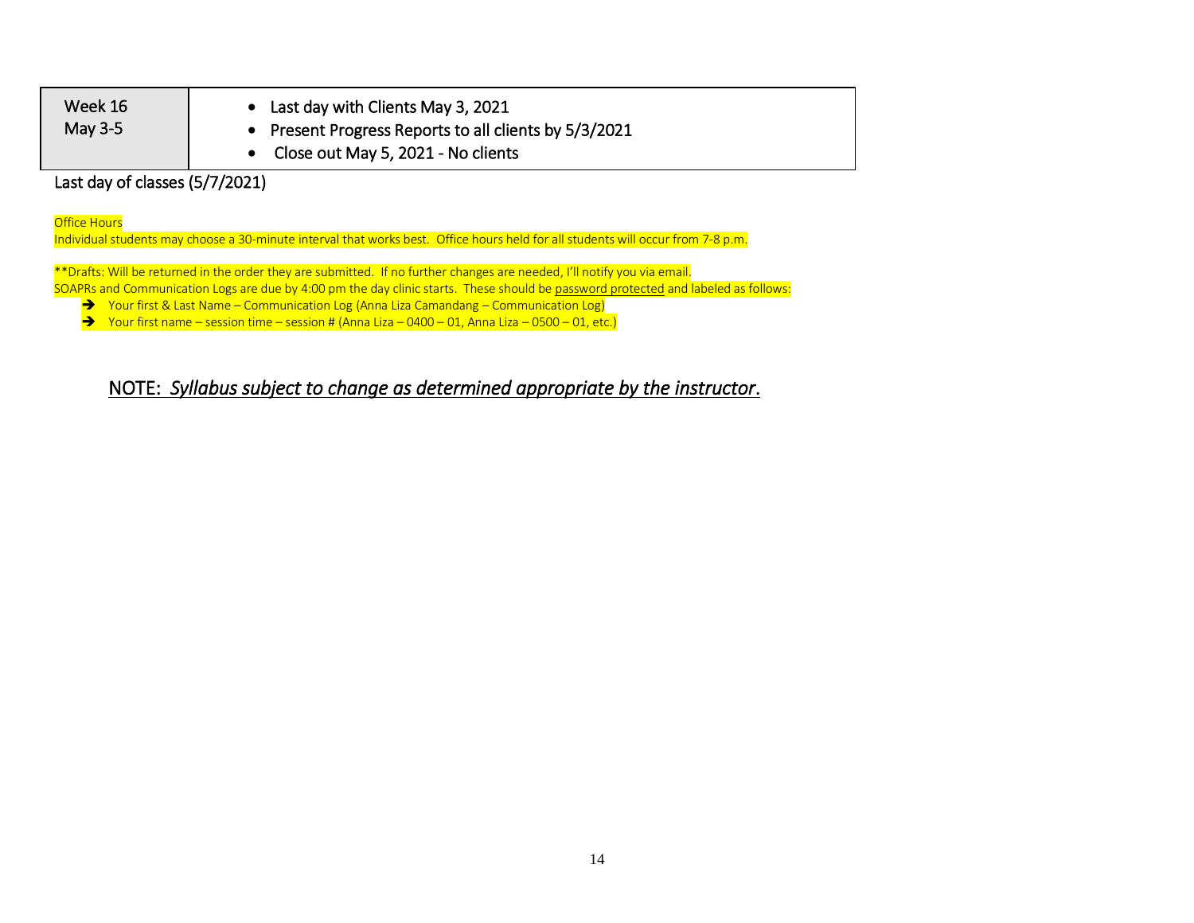| | |
|---|---|
| Week 16<br>May 3-5 | • Last day with Clients May 3, 2021<br>• Present Progress Reports to all clients by 5/3/2021<br>• Close out May 5, 2021 - No clients |

Last day of classes (5/7/2021)

Office Hours
Individual students may choose a 30-minute interval that works best. Office hours held for all students will occur from 7-8 p.m.

**Drafts: Will be returned in the order they are submitted. If no further changes are needed, I'll notify you via email.
SOAPRs and Communication Logs are due by 4:00 pm the day clinic starts. These should be password protected and labeled as follows:

- ➔ Your first & Last Name – Communication Log (Anna Liza Camandang – Communication Log)
- ➔ Your first name – session time – session # (Anna Liza – 0400 – 01, Anna Liza – 0500 – 01, etc.)

NOTE: *Syllabus subject to change as determined appropriate by the instructor*.